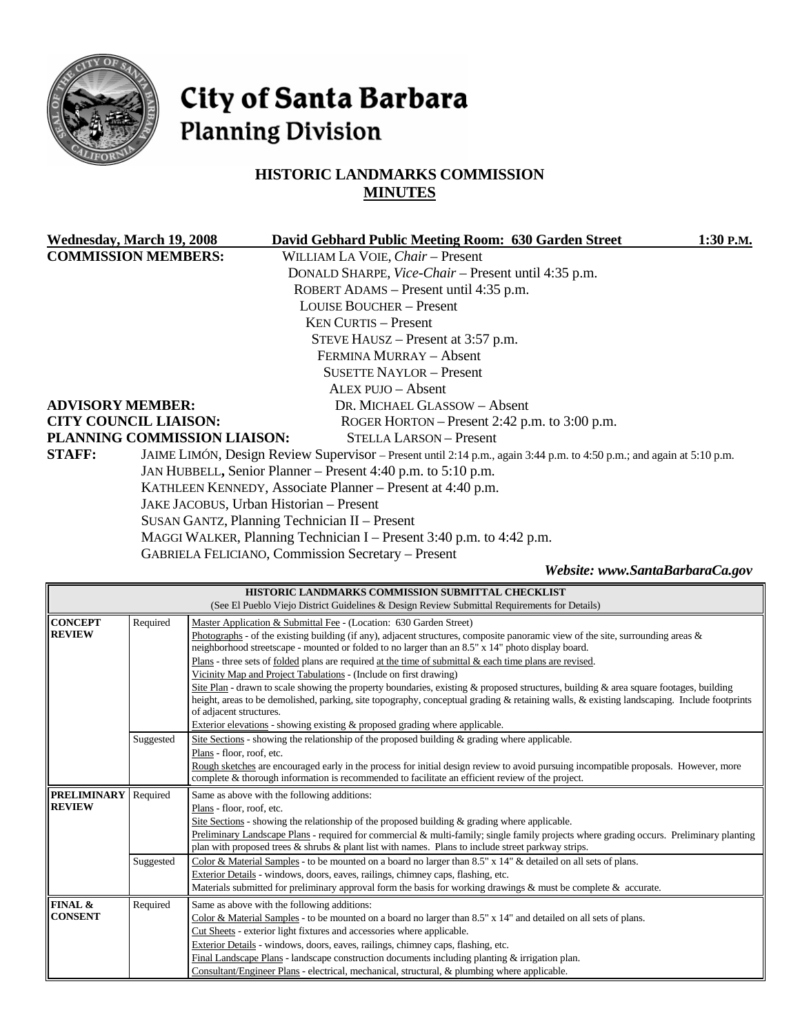# City of Santa Barbara
## Planning Division

### HISTORIC LANDMARKS COMMISSION
### MINUTES

**Wednesday, March 19, 2008** **David Gebhard Public Meeting Room: 630 Garden Street** **1:30 P.M.**

**COMMISSION MEMBERS:**
WILLIAM LA VOIE, *Chair* – Present
DONALD SHARPE, *Vice-Chair* – Present until 4:35 p.m.
ROBERT ADAMS – Present until 4:35 p.m.
LOUISE BOUCHER – Present
KEN CURTIS – Present
STEVE HAUSZ – Present at 3:57 p.m.
FERMINA MURRAY – Absent
SUSETTE NAYLOR – Present
ALEX PUJO – Absent

**ADVISORY MEMBER:** DR. MICHAEL GLASSOW – Absent

**CITY COUNCIL LIAISON:** ROGER HORTON – Present 2:42 p.m. to 3:00 p.m.

**PLANNING COMMISSION LIAISON:** STELLA LARSON – Present

**STAFF:**
JAIME LIMÓN, Design Review Supervisor – Present until 2:14 p.m., again 3:44 p.m. to 4:50 p.m.; and again at 5:10 p.m.
JAN HUBBELL, Senior Planner – Present 4:40 p.m. to 5:10 p.m.
KATHLEEN KENNEDY, Associate Planner – Present at 4:40 p.m.
JAKE JACOBUS, Urban Historian – Present
SUSAN GANTZ, Planning Technician II – Present
MAGGI WALKER, Planning Technician I – Present 3:40 p.m. to 4:42 p.m.
GABRIELA FELICIANO, Commission Secretary – Present

***Website: www.SantaBarbaraCa.gov***

| HISTORIC LANDMARKS COMMISSION SUBMITTAL CHECKLIST (See El Pueblo Viejo District Guidelines & Design Review Submittal Requirements for Details) | | |
|---|---|---|
| **CONCEPT REVIEW** | Required | Master Application & Submittal Fee - (Location: 630 Garden Street)<br>Photographs - of the existing building (if any), adjacent structures, composite panoramic view of the site, surrounding areas & neighborhood streetscape - mounted or folded to no larger than an 8.5" x 14" photo display board.<br>Plans - three sets of folded plans are required at the time of submittal & each time plans are revised.<br>Vicinity Map and Project Tabulations - (Include on first drawing)<br>Site Plan - drawn to scale showing the property boundaries, existing & proposed structures, building & area square footages, building height, areas to be demolished, parking, site topography, conceptual grading & retaining walls, & existing landscaping. Include footprints of adjacent structures.<br>Exterior elevations - showing existing & proposed grading where applicable. |
| | Suggested | Site Sections - showing the relationship of the proposed building & grading where applicable.<br>Plans - floor, roof, etc.<br>Rough sketches are encouraged early in the process for initial design review to avoid pursuing incompatible proposals. However, more complete & thorough information is recommended to facilitate an efficient review of the project. |
| **PRELIMINARY REVIEW** | Required | Same as above with the following additions:<br>Plans - floor, roof, etc.<br>Site Sections - showing the relationship of the proposed building & grading where applicable.<br>Preliminary Landscape Plans - required for commercial & multi-family; single family projects where grading occurs. Preliminary planting plan with proposed trees & shrubs & plant list with names. Plans to include street parkway strips. |
| | Suggested | Color & Material Samples - to be mounted on a board no larger than 8.5" x 14" & detailed on all sets of plans.<br>Exterior Details - windows, doors, eaves, railings, chimney caps, flashing, etc.<br>Materials submitted for preliminary approval form the basis for working drawings & must be complete & accurate. |
| **FINAL & CONSENT** | Required | Same as above with the following additions:<br>Color & Material Samples - to be mounted on a board no larger than 8.5" x 14" and detailed on all sets of plans.<br>Cut Sheets - exterior light fixtures and accessories where applicable.<br>Exterior Details - windows, doors, eaves, railings, chimney caps, flashing, etc.<br>Final Landscape Plans - landscape construction documents including planting & irrigation plan.<br>Consultant/Engineer Plans - electrical, mechanical, structural, & plumbing where applicable. |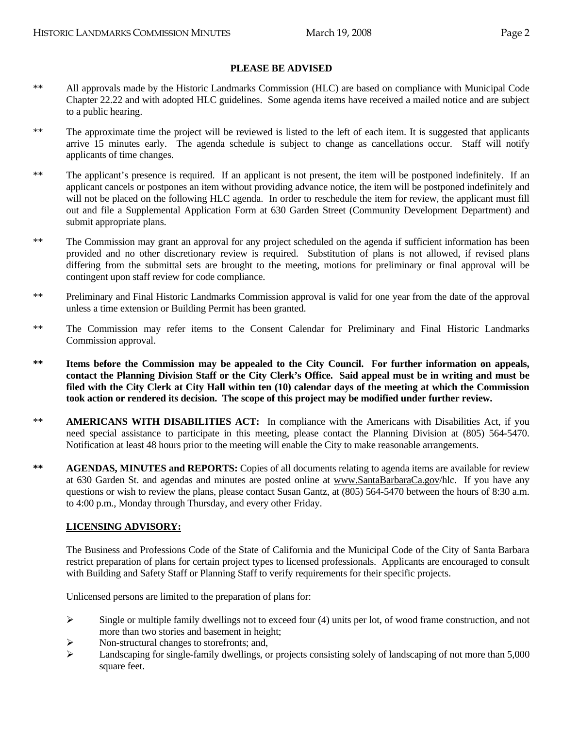**PLEASE BE ADVISED**

** All approvals made by the Historic Landmarks Commission (HLC) are based on compliance with Municipal Code Chapter 22.22 and with adopted HLC guidelines. Some agenda items have received a mailed notice and are subject to a public hearing.

** The approximate time the project will be reviewed is listed to the left of each item. It is suggested that applicants arrive 15 minutes early. The agenda schedule is subject to change as cancellations occur. Staff will notify applicants of time changes.

** The applicant's presence is required. If an applicant is not present, the item will be postponed indefinitely. If an applicant cancels or postpones an item without providing advance notice, the item will be postponed indefinitely and will not be placed on the following HLC agenda. In order to reschedule the item for review, the applicant must fill out and file a Supplemental Application Form at 630 Garden Street (Community Development Department) and submit appropriate plans.

** The Commission may grant an approval for any project scheduled on the agenda if sufficient information has been provided and no other discretionary review is required. Substitution of plans is not allowed, if revised plans differing from the submittal sets are brought to the meeting, motions for preliminary or final approval will be contingent upon staff review for code compliance.

** Preliminary and Final Historic Landmarks Commission approval is valid for one year from the date of the approval unless a time extension or Building Permit has been granted.

** The Commission may refer items to the Consent Calendar for Preliminary and Final Historic Landmarks Commission approval.

**\*\* Items before the Commission may be appealed to the City Council. For further information on appeals, contact the Planning Division Staff or the City Clerk's Office. Said appeal must be in writing and must be filed with the City Clerk at City Hall within ten (10) calendar days of the meeting at which the Commission took action or rendered its decision. The scope of this project may be modified under further review.**

** **AMERICANS WITH DISABILITIES ACT:** In compliance with the Americans with Disabilities Act, if you need special assistance to participate in this meeting, please contact the Planning Division at (805) 564-5470. Notification at least 48 hours prior to the meeting will enable the City to make reasonable arrangements.

**\*\*** **AGENDAS, MINUTES and REPORTS:** Copies of all documents relating to agenda items are available for review at 630 Garden St. and agendas and minutes are posted online at www.SantaBarbaraCa.gov/hlc. If you have any questions or wish to review the plans, please contact Susan Gantz, at (805) 564-5470 between the hours of 8:30 a.m. to 4:00 p.m., Monday through Thursday, and every other Friday.

**LICENSING ADVISORY:**

The Business and Professions Code of the State of California and the Municipal Code of the City of Santa Barbara restrict preparation of plans for certain project types to licensed professionals. Applicants are encouraged to consult with Building and Safety Staff or Planning Staff to verify requirements for their specific projects.

Unlicensed persons are limited to the preparation of plans for:

- Single or multiple family dwellings not to exceed four (4) units per lot, of wood frame construction, and not more than two stories and basement in height;
- Non-structural changes to storefronts; and,
- Landscaping for single-family dwellings, or projects consisting solely of landscaping of not more than 5,000 square feet.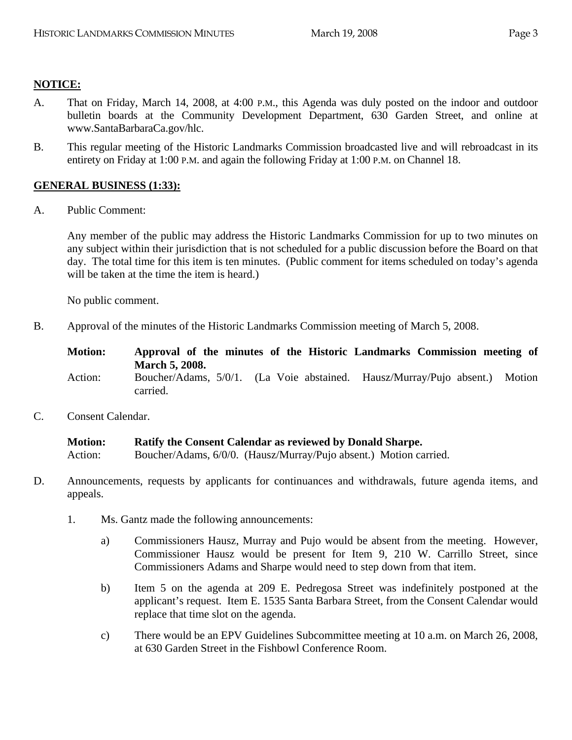**NOTICE:**

A. That on Friday, March 14, 2008, at 4:00 P.M., this Agenda was duly posted on the indoor and outdoor bulletin boards at the Community Development Department, 630 Garden Street, and online at www.SantaBarbaraCa.gov/hlc.

B. This regular meeting of the Historic Landmarks Commission broadcasted live and will rebroadcast in its entirety on Friday at 1:00 P.M. and again the following Friday at 1:00 P.M. on Channel 18.

**GENERAL BUSINESS (1:33):**

A. Public Comment:

Any member of the public may address the Historic Landmarks Commission for up to two minutes on any subject within their jurisdiction that is not scheduled for a public discussion before the Board on that day. The total time for this item is ten minutes. (Public comment for items scheduled on today's agenda will be taken at the time the item is heard.)

No public comment.

B. Approval of the minutes of the Historic Landmarks Commission meeting of March 5, 2008.

**Motion: Approval of the minutes of the Historic Landmarks Commission meeting of March 5, 2008.**
Action: Boucher/Adams, 5/0/1. (La Voie abstained. Hausz/Murray/Pujo absent.) Motion carried.

C. Consent Calendar.

**Motion: Ratify the Consent Calendar as reviewed by Donald Sharpe.**
Action: Boucher/Adams, 6/0/0. (Hausz/Murray/Pujo absent.) Motion carried.

D. Announcements, requests by applicants for continuances and withdrawals, future agenda items, and appeals.

1. Ms. Gantz made the following announcements:

   a) Commissioners Hausz, Murray and Pujo would be absent from the meeting. However, Commissioner Hausz would be present for Item 9, 210 W. Carrillo Street, since Commissioners Adams and Sharpe would need to step down from that item.

   b) Item 5 on the agenda at 209 E. Pedregosa Street was indefinitely postponed at the applicant's request. Item E. 1535 Santa Barbara Street, from the Consent Calendar would replace that time slot on the agenda.

   c) There would be an EPV Guidelines Subcommittee meeting at 10 a.m. on March 26, 2008, at 630 Garden Street in the Fishbowl Conference Room.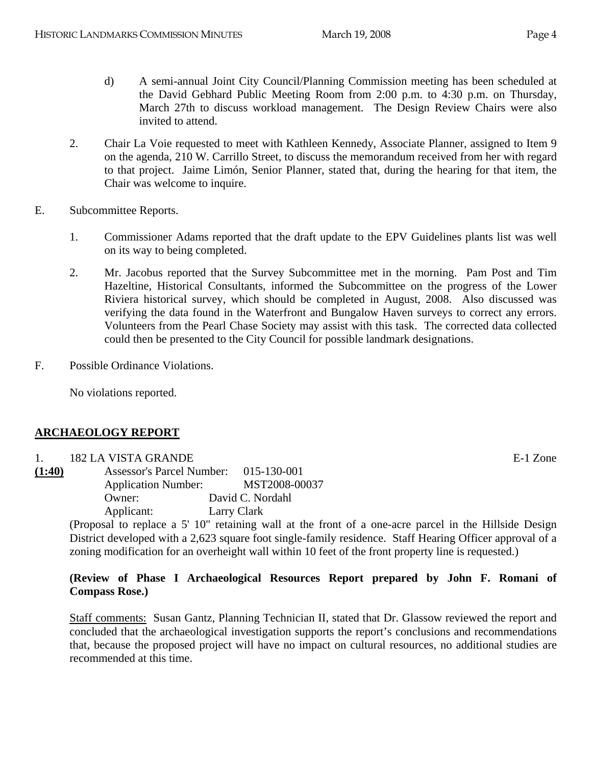d) A semi-annual Joint City Council/Planning Commission meeting has been scheduled at the David Gebhard Public Meeting Room from 2:00 p.m. to 4:30 p.m. on Thursday, March 27th to discuss workload management. The Design Review Chairs were also invited to attend.

2. Chair La Voie requested to meet with Kathleen Kennedy, Associate Planner, assigned to Item 9 on the agenda, 210 W. Carrillo Street, to discuss the memorandum received from her with regard to that project. Jaime Limón, Senior Planner, stated that, during the hearing for that item, the Chair was welcome to inquire.

E. Subcommittee Reports.

1. Commissioner Adams reported that the draft update to the EPV Guidelines plants list was well on its way to being completed.

2. Mr. Jacobus reported that the Survey Subcommittee met in the morning. Pam Post and Tim Hazeltine, Historical Consultants, informed the Subcommittee on the progress of the Lower Riviera historical survey, which should be completed in August, 2008. Also discussed was verifying the data found in the Waterfront and Bungalow Haven surveys to correct any errors. Volunteers from the Pearl Chase Society may assist with this task. The corrected data collected could then be presented to the City Council for possible landmark designations.

F. Possible Ordinance Violations.

No violations reported.

## ARCHAEOLOGY REPORT

1. 182 LA VISTA GRANDE E-1 Zone

**(1:40)**

Assessor's Parcel Number: 015-130-001
Application Number: MST2008-00037
Owner: David C. Nordahl
Applicant: Larry Clark

(Proposal to replace a 5' 10" retaining wall at the front of a one-acre parcel in the Hillside Design District developed with a 2,623 square foot single-family residence. Staff Hearing Officer approval of a zoning modification for an overheight wall within 10 feet of the front property line is requested.)

**(Review of Phase I Archaeological Resources Report prepared by John F. Romani of Compass Rose.)**

Staff comments: Susan Gantz, Planning Technician II, stated that Dr. Glassow reviewed the report and concluded that the archaeological investigation supports the report's conclusions and recommendations that, because the proposed project will have no impact on cultural resources, no additional studies are recommended at this time.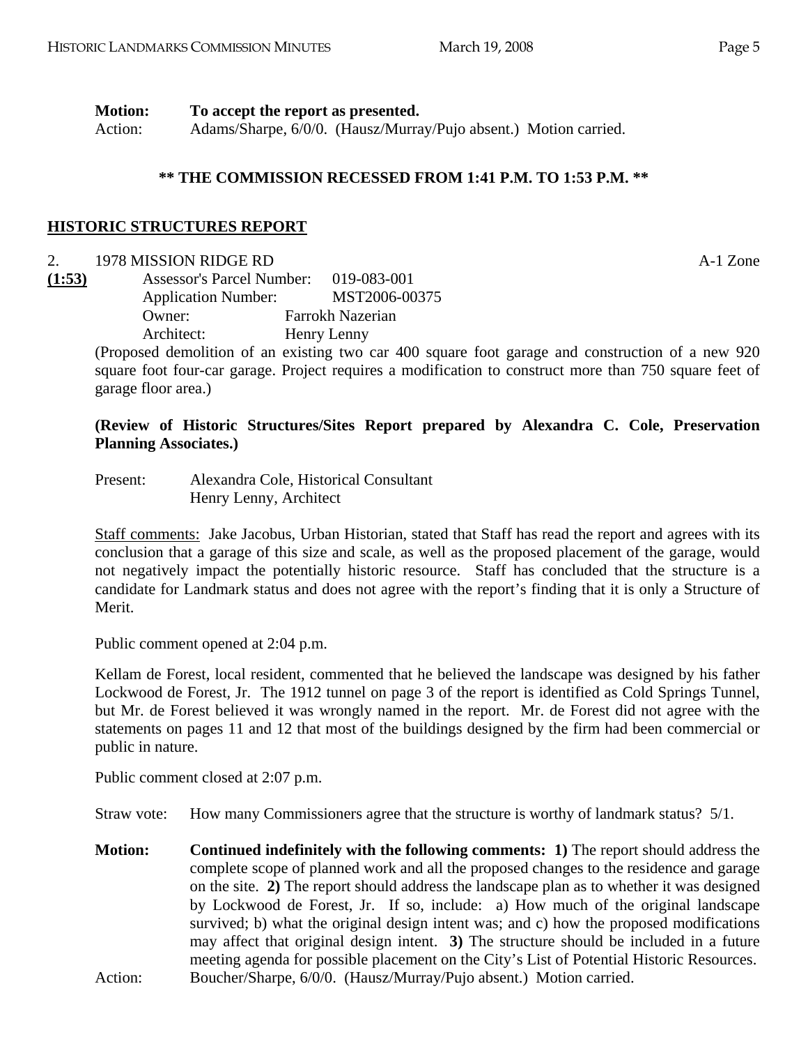**Motion:** **To accept the report as presented.**
Action: Adams/Sharpe, 6/0/0. (Hausz/Murray/Pujo absent.) Motion carried.

**\*\* THE COMMISSION RECESSED FROM 1:41 P.M. TO 1:53 P.M. \*\***

## HISTORIC STRUCTURES REPORT

2. 1978 MISSION RIDGE RD A-1 Zone

**(1:53)**

Assessor's Parcel Number: 019-083-001
Application Number: MST2006-00375
Owner: Farrokh Nazerian
Architect: Henry Lenny

(Proposed demolition of an existing two car 400 square foot garage and construction of a new 920 square foot four-car garage. Project requires a modification to construct more than 750 square feet of garage floor area.)

**(Review of Historic Structures/Sites Report prepared by Alexandra C. Cole, Preservation Planning Associates.)**

Present: Alexandra Cole, Historical Consultant
Henry Lenny, Architect

Staff comments: Jake Jacobus, Urban Historian, stated that Staff has read the report and agrees with its conclusion that a garage of this size and scale, as well as the proposed placement of the garage, would not negatively impact the potentially historic resource. Staff has concluded that the structure is a candidate for Landmark status and does not agree with the report's finding that it is only a Structure of Merit.

Public comment opened at 2:04 p.m.

Kellam de Forest, local resident, commented that he believed the landscape was designed by his father Lockwood de Forest, Jr. The 1912 tunnel on page 3 of the report is identified as Cold Springs Tunnel, but Mr. de Forest believed it was wrongly named in the report. Mr. de Forest did not agree with the statements on pages 11 and 12 that most of the buildings designed by the firm had been commercial or public in nature.

Public comment closed at 2:07 p.m.

Straw vote: How many Commissioners agree that the structure is worthy of landmark status? 5/1.

**Motion:** **Continued indefinitely with the following comments: 1)** The report should address the complete scope of planned work and all the proposed changes to the residence and garage on the site. **2)** The report should address the landscape plan as to whether it was designed by Lockwood de Forest, Jr. If so, include: a) How much of the original landscape survived; b) what the original design intent was; and c) how the proposed modifications may affect that original design intent. **3)** The structure should be included in a future meeting agenda for possible placement on the City's List of Potential Historic Resources.
Action: Boucher/Sharpe, 6/0/0. (Hausz/Murray/Pujo absent.) Motion carried.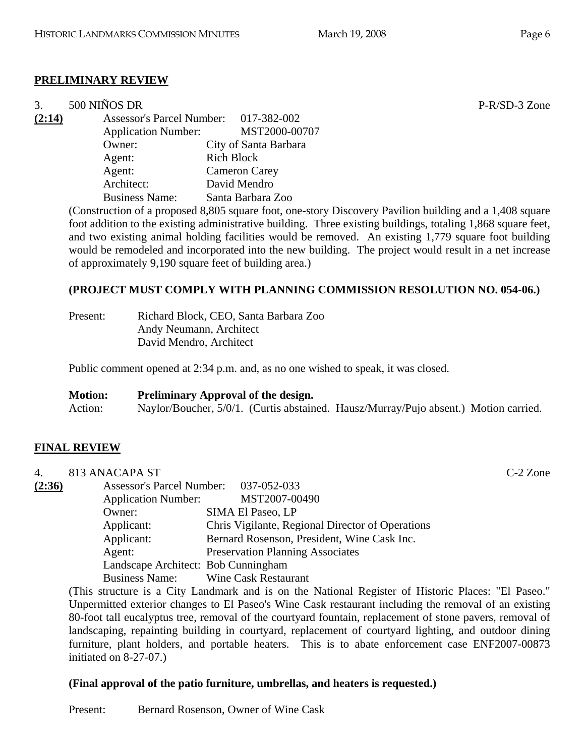## PRELIMINARY REVIEW

3. 500 NIÑOS DR P-R/SD-3 Zone

**(2:14)**

Assessor's Parcel Number: 017-382-002
Application Number: MST2000-00707
Owner: City of Santa Barbara
Agent: Rich Block
Agent: Cameron Carey
Architect: David Mendro
Business Name: Santa Barbara Zoo

(Construction of a proposed 8,805 square foot, one-story Discovery Pavilion building and a 1,408 square foot addition to the existing administrative building. Three existing buildings, totaling 1,868 square feet, and two existing animal holding facilities would be removed. An existing 1,779 square foot building would be remodeled and incorporated into the new building. The project would result in a net increase of approximately 9,190 square feet of building area.)

**(PROJECT MUST COMPLY WITH PLANNING COMMISSION RESOLUTION NO. 054-06.)**

Present: Richard Block, CEO, Santa Barbara Zoo
Andy Neumann, Architect
David Mendro, Architect

Public comment opened at 2:34 p.m. and, as no one wished to speak, it was closed.

**Motion: Preliminary Approval of the design.**
Action: Naylor/Boucher, 5/0/1. (Curtis abstained. Hausz/Murray/Pujo absent.) Motion carried.

## FINAL REVIEW

4. 813 ANACAPA ST C-2 Zone

**(2:36)**

Assessor's Parcel Number: 037-052-033
Application Number: MST2007-00490
Owner: SIMA El Paseo, LP
Applicant: Chris Vigilante, Regional Director of Operations
Applicant: Bernard Rosenson, President, Wine Cask Inc.
Agent: Preservation Planning Associates
Landscape Architect: Bob Cunningham
Business Name: Wine Cask Restaurant

(This structure is a City Landmark and is on the National Register of Historic Places: "El Paseo." Unpermitted exterior changes to El Paseo's Wine Cask restaurant including the removal of an existing 80-foot tall eucalyptus tree, removal of the courtyard fountain, replacement of stone pavers, removal of landscaping, repainting building in courtyard, replacement of courtyard lighting, and outdoor dining furniture, plant holders, and portable heaters. This is to abate enforcement case ENF2007-00873 initiated on 8-27-07.)

**(Final approval of the patio furniture, umbrellas, and heaters is requested.)**

Present: Bernard Rosenson, Owner of Wine Cask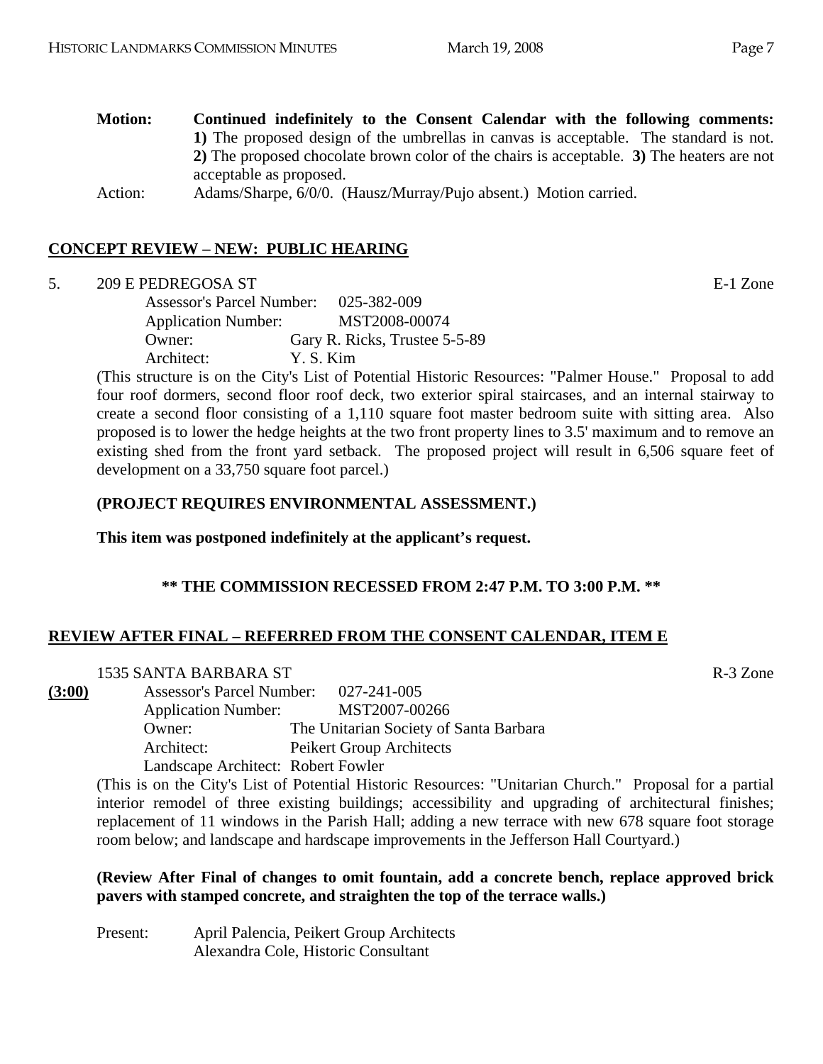**Motion:** **Continued indefinitely to the Consent Calendar with the following comments:** **1)** The proposed design of the umbrellas in canvas is acceptable. The standard is not. **2)** The proposed chocolate brown color of the chairs is acceptable. **3)** The heaters are not acceptable as proposed.

Action: Adams/Sharpe, 6/0/0. (Hausz/Murray/Pujo absent.) Motion carried.

## CONCEPT REVIEW – NEW: PUBLIC HEARING

5. 209 E PEDREGOSA ST — E-1 Zone

Assessor's Parcel Number: 025-382-009
Application Number: MST2008-00074
Owner: Gary R. Ricks, Trustee 5-5-89
Architect: Y. S. Kim

(This structure is on the City's List of Potential Historic Resources: "Palmer House." Proposal to add four roof dormers, second floor roof deck, two exterior spiral staircases, and an internal stairway to create a second floor consisting of a 1,110 square foot master bedroom suite with sitting area. Also proposed is to lower the hedge heights at the two front property lines to 3.5' maximum and to remove an existing shed from the front yard setback. The proposed project will result in 6,506 square feet of development on a 33,750 square foot parcel.)

**(PROJECT REQUIRES ENVIRONMENTAL ASSESSMENT.)**

**This item was postponed indefinitely at the applicant's request.**

**\*\* THE COMMISSION RECESSED FROM 2:47 P.M. TO 3:00 P.M. \*\***

## REVIEW AFTER FINAL – REFERRED FROM THE CONSENT CALENDAR, ITEM E

1535 SANTA BARBARA ST — R-3 Zone

**(3:00)**

Assessor's Parcel Number: 027-241-005
Application Number: MST2007-00266
Owner: The Unitarian Society of Santa Barbara
Architect: Peikert Group Architects
Landscape Architect: Robert Fowler

(This is on the City's List of Potential Historic Resources: "Unitarian Church." Proposal for a partial interior remodel of three existing buildings; accessibility and upgrading of architectural finishes; replacement of 11 windows in the Parish Hall; adding a new terrace with new 678 square foot storage room below; and landscape and hardscape improvements in the Jefferson Hall Courtyard.)

**(Review After Final of changes to omit fountain, add a concrete bench, replace approved brick pavers with stamped concrete, and straighten the top of the terrace walls.)**

Present: April Palencia, Peikert Group Architects
Alexandra Cole, Historic Consultant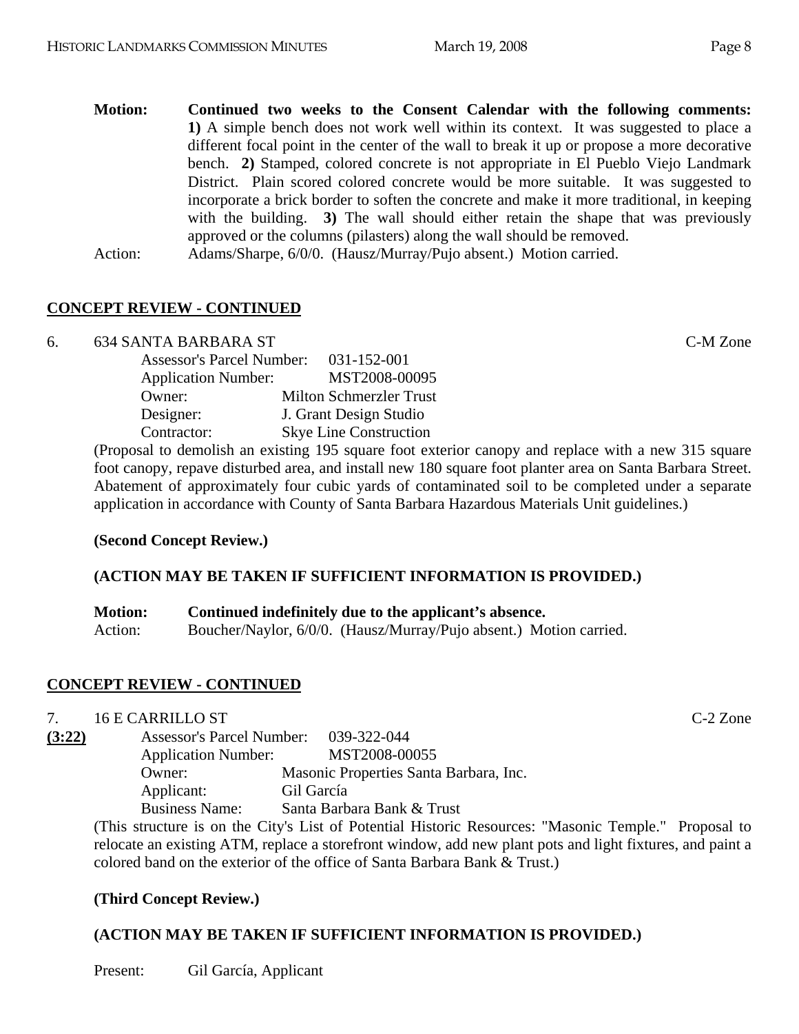**Motion:** **Continued two weeks to the Consent Calendar with the following comments: 1)** A simple bench does not work well within its context. It was suggested to place a different focal point in the center of the wall to break it up or propose a more decorative bench. **2)** Stamped, colored concrete is not appropriate in El Pueblo Viejo Landmark District. Plain scored colored concrete would be more suitable. It was suggested to incorporate a brick border to soften the concrete and make it more traditional, in keeping with the building. **3)** The wall should either retain the shape that was previously approved or the columns (pilasters) along the wall should be removed.

Action: Adams/Sharpe, 6/0/0. (Hausz/Murray/Pujo absent.) Motion carried.

## CONCEPT REVIEW - CONTINUED

6. 634 SANTA BARBARA ST C-M Zone

Assessor's Parcel Number: 031-152-001
Application Number: MST2008-00095
Owner: Milton Schmerzler Trust
Designer: J. Grant Design Studio
Contractor: Skye Line Construction

(Proposal to demolish an existing 195 square foot exterior canopy and replace with a new 315 square foot canopy, repave disturbed area, and install new 180 square foot planter area on Santa Barbara Street. Abatement of approximately four cubic yards of contaminated soil to be completed under a separate application in accordance with County of Santa Barbara Hazardous Materials Unit guidelines.)

**(Second Concept Review.)**

**(ACTION MAY BE TAKEN IF SUFFICIENT INFORMATION IS PROVIDED.)**

**Motion:** **Continued indefinitely due to the applicant's absence.**

Action: Boucher/Naylor, 6/0/0. (Hausz/Murray/Pujo absent.) Motion carried.

## CONCEPT REVIEW - CONTINUED

7. 16 E CARRILLO ST C-2 Zone

**(3:22)**

Assessor's Parcel Number: 039-322-044
Application Number: MST2008-00055
Owner: Masonic Properties Santa Barbara, Inc.
Applicant: Gil García
Business Name: Santa Barbara Bank & Trust

(This structure is on the City's List of Potential Historic Resources: "Masonic Temple." Proposal to relocate an existing ATM, replace a storefront window, add new plant pots and light fixtures, and paint a colored band on the exterior of the office of Santa Barbara Bank & Trust.)

**(Third Concept Review.)**

**(ACTION MAY BE TAKEN IF SUFFICIENT INFORMATION IS PROVIDED.)**

Present: Gil García, Applicant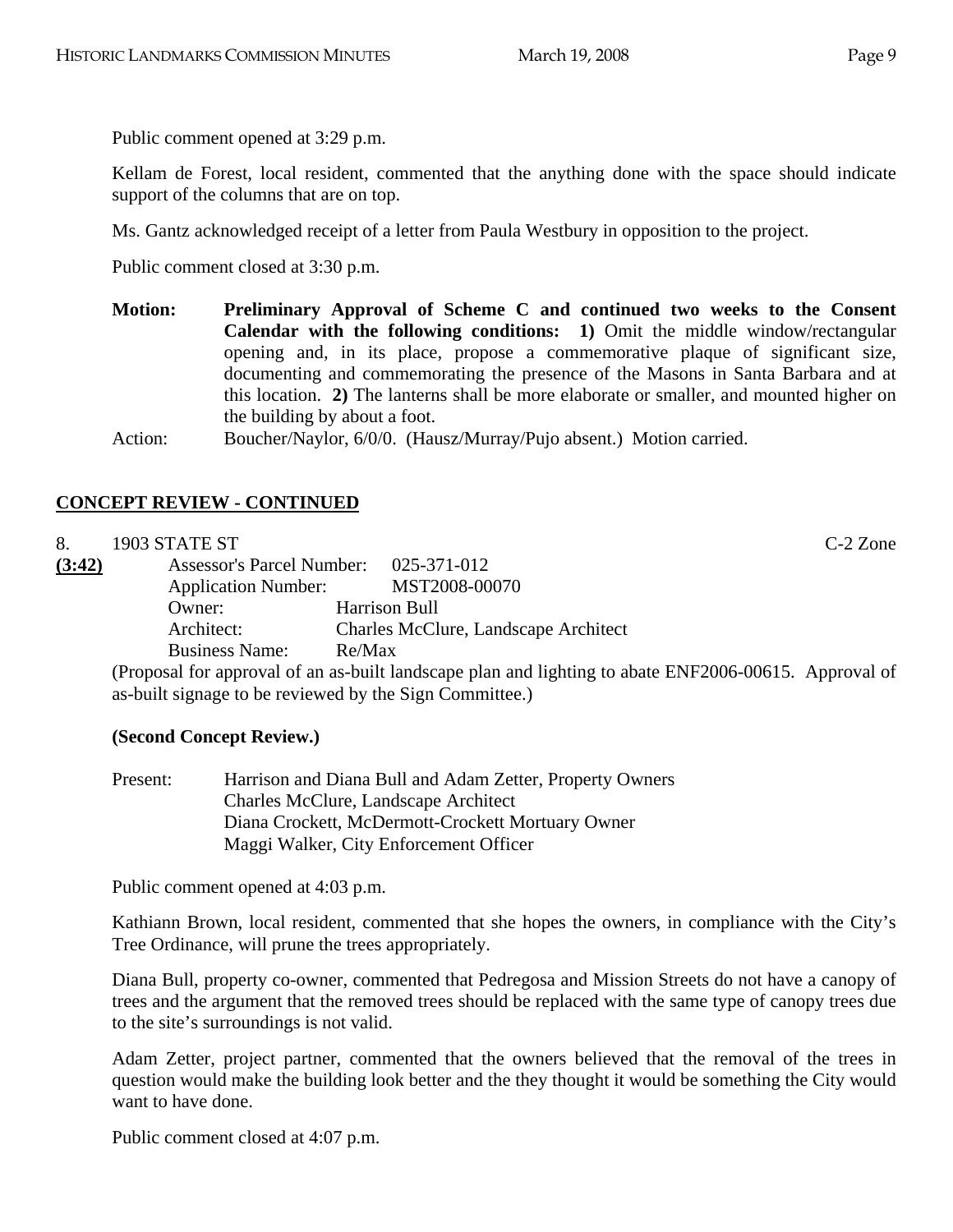Public comment opened at 3:29 p.m.

Kellam de Forest, local resident, commented that the anything done with the space should indicate support of the columns that are on top.

Ms. Gantz acknowledged receipt of a letter from Paula Westbury in opposition to the project.

Public comment closed at 3:30 p.m.

**Motion:** **Preliminary Approval of Scheme C and continued two weeks to the Consent Calendar with the following conditions: 1)** Omit the middle window/rectangular opening and, in its place, propose a commemorative plaque of significant size, documenting and commemorating the presence of the Masons in Santa Barbara and at this location. **2)** The lanterns shall be more elaborate or smaller, and mounted higher on the building by about a foot.

Action: Boucher/Naylor, 6/0/0. (Hausz/Murray/Pujo absent.) Motion carried.

## CONCEPT REVIEW - CONTINUED

8. 1903 STATE ST C-2 Zone

**(3:42)**

Assessor's Parcel Number: 025-371-012
Application Number: MST2008-00070
Owner: Harrison Bull
Architect: Charles McClure, Landscape Architect
Business Name: Re/Max

(Proposal for approval of an as-built landscape plan and lighting to abate ENF2006-00615. Approval of as-built signage to be reviewed by the Sign Committee.)

**(Second Concept Review.)**

Present: Harrison and Diana Bull and Adam Zetter, Property Owners
Charles McClure, Landscape Architect
Diana Crockett, McDermott-Crockett Mortuary Owner
Maggi Walker, City Enforcement Officer

Public comment opened at 4:03 p.m.

Kathiann Brown, local resident, commented that she hopes the owners, in compliance with the City's Tree Ordinance, will prune the trees appropriately.

Diana Bull, property co-owner, commented that Pedregosa and Mission Streets do not have a canopy of trees and the argument that the removed trees should be replaced with the same type of canopy trees due to the site's surroundings is not valid.

Adam Zetter, project partner, commented that the owners believed that the removal of the trees in question would make the building look better and the they thought it would be something the City would want to have done.

Public comment closed at 4:07 p.m.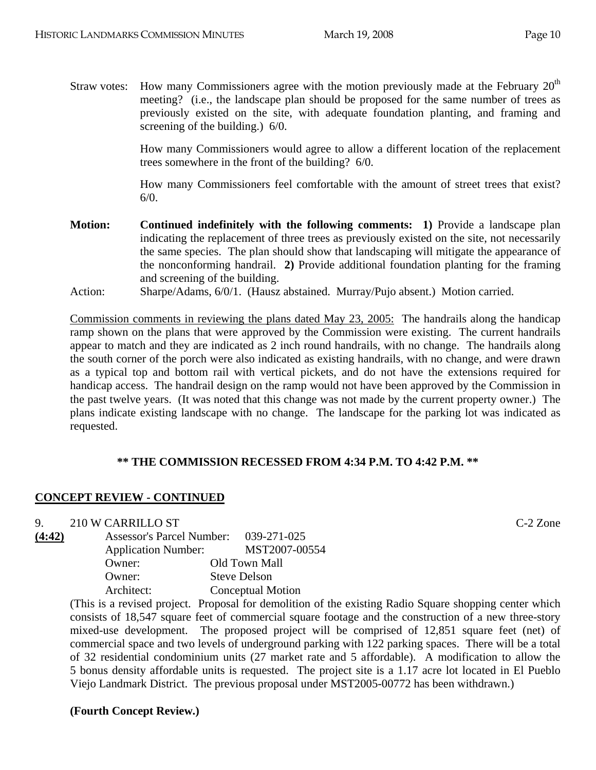Straw votes: How many Commissioners agree with the motion previously made at the February 20th meeting? (i.e., the landscape plan should be proposed for the same number of trees as previously existed on the site, with adequate foundation planting, and framing and screening of the building.) 6/0.

How many Commissioners would agree to allow a different location of the replacement trees somewhere in the front of the building? 6/0.

How many Commissioners feel comfortable with the amount of street trees that exist? 6/0.

**Motion: Continued indefinitely with the following comments: 1)** Provide a landscape plan indicating the replacement of three trees as previously existed on the site, not necessarily the same species. The plan should show that landscaping will mitigate the appearance of the nonconforming handrail. **2)** Provide additional foundation planting for the framing and screening of the building.

Action: Sharpe/Adams, 6/0/1. (Hausz abstained. Murray/Pujo absent.) Motion carried.

Commission comments in reviewing the plans dated May 23, 2005: The handrails along the handicap ramp shown on the plans that were approved by the Commission were existing. The current handrails appear to match and they are indicated as 2 inch round handrails, with no change. The handrails along the south corner of the porch were also indicated as existing handrails, with no change, and were drawn as a typical top and bottom rail with vertical pickets, and do not have the extensions required for handicap access. The handrail design on the ramp would not have been approved by the Commission in the past twelve years. (It was noted that this change was not made by the current property owner.) The plans indicate existing landscape with no change. The landscape for the parking lot was indicated as requested.

**\*\* THE COMMISSION RECESSED FROM 4:34 P.M. TO 4:42 P.M. \*\***

## CONCEPT REVIEW - CONTINUED

9. 210 W CARRILLO ST C-2 Zone

**(4:42)**
Assessor's Parcel Number: 039-271-025
Application Number: MST2007-00554
Owner: Old Town Mall
Owner: Steve Delson
Architect: Conceptual Motion

(This is a revised project. Proposal for demolition of the existing Radio Square shopping center which consists of 18,547 square feet of commercial square footage and the construction of a new three-story mixed-use development. The proposed project will be comprised of 12,851 square feet (net) of commercial space and two levels of underground parking with 122 parking spaces. There will be a total of 32 residential condominium units (27 market rate and 5 affordable). A modification to allow the 5 bonus density affordable units is requested. The project site is a 1.17 acre lot located in El Pueblo Viejo Landmark District. The previous proposal under MST2005-00772 has been withdrawn.)

**(Fourth Concept Review.)**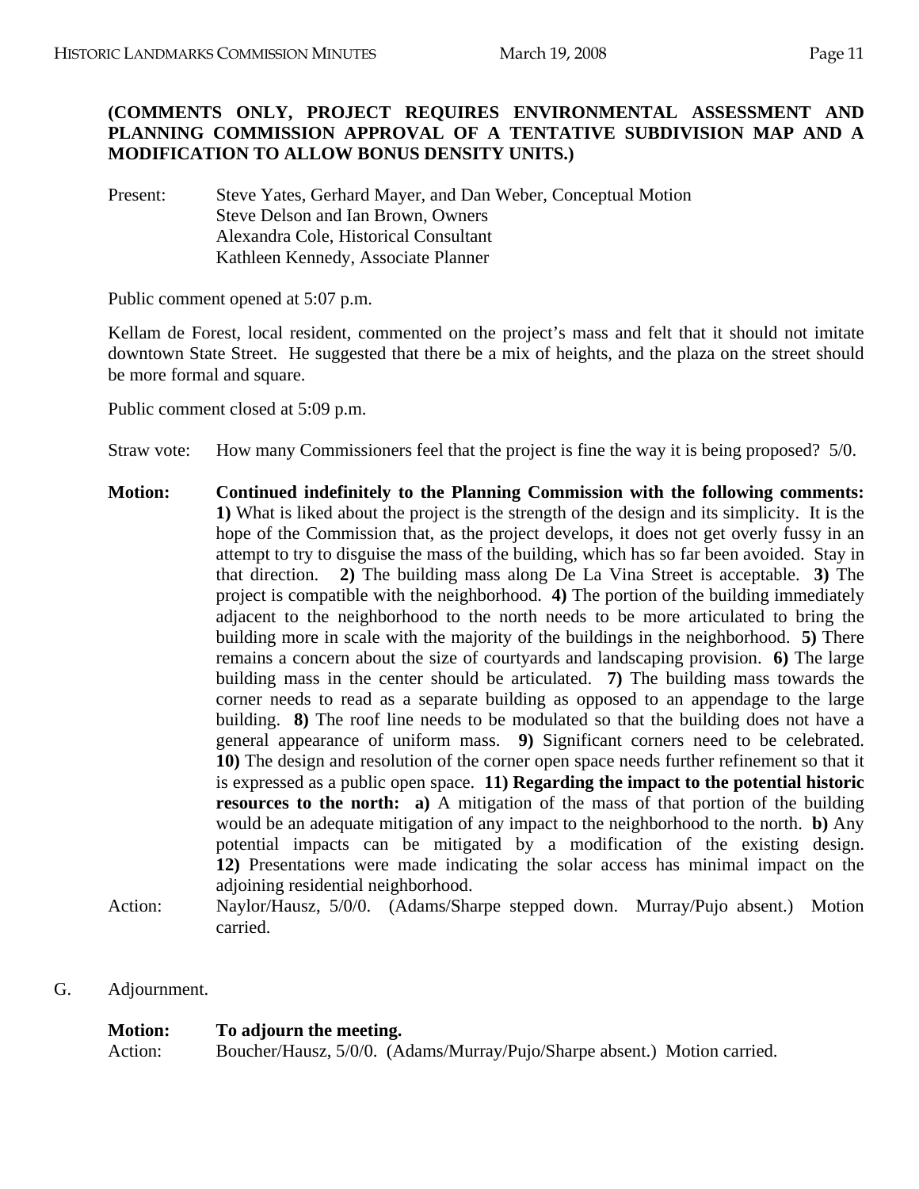**(COMMENTS ONLY, PROJECT REQUIRES ENVIRONMENTAL ASSESSMENT AND PLANNING COMMISSION APPROVAL OF A TENTATIVE SUBDIVISION MAP AND A MODIFICATION TO ALLOW BONUS DENSITY UNITS.)**

Present: Steve Yates, Gerhard Mayer, and Dan Weber, Conceptual Motion
Steve Delson and Ian Brown, Owners
Alexandra Cole, Historical Consultant
Kathleen Kennedy, Associate Planner

Public comment opened at 5:07 p.m.

Kellam de Forest, local resident, commented on the project's mass and felt that it should not imitate downtown State Street. He suggested that there be a mix of heights, and the plaza on the street should be more formal and square.

Public comment closed at 5:09 p.m.

Straw vote: How many Commissioners feel that the project is fine the way it is being proposed? 5/0.

**Motion: Continued indefinitely to the Planning Commission with the following comments:** **1)** What is liked about the project is the strength of the design and its simplicity. It is the hope of the Commission that, as the project develops, it does not get overly fussy in an attempt to try to disguise the mass of the building, which has so far been avoided. Stay in that direction. **2)** The building mass along De La Vina Street is acceptable. **3)** The project is compatible with the neighborhood. **4)** The portion of the building immediately adjacent to the neighborhood to the north needs to be more articulated to bring the building more in scale with the majority of the buildings in the neighborhood. **5)** There remains a concern about the size of courtyards and landscaping provision. **6)** The large building mass in the center should be articulated. **7)** The building mass towards the corner needs to read as a separate building as opposed to an appendage to the large building. **8)** The roof line needs to be modulated so that the building does not have a general appearance of uniform mass. **9)** Significant corners need to be celebrated. **10)** The design and resolution of the corner open space needs further refinement so that it is expressed as a public open space. **11) Regarding the impact to the potential historic resources to the north: a)** A mitigation of the mass of that portion of the building would be an adequate mitigation of any impact to the neighborhood to the north. **b)** Any potential impacts can be mitigated by a modification of the existing design. **12)** Presentations were made indicating the solar access has minimal impact on the adjoining residential neighborhood.

Action: Naylor/Hausz, 5/0/0. (Adams/Sharpe stepped down. Murray/Pujo absent.) Motion carried.

G. Adjournment.

**Motion: To adjourn the meeting.**

Action: Boucher/Hausz, 5/0/0. (Adams/Murray/Pujo/Sharpe absent.) Motion carried.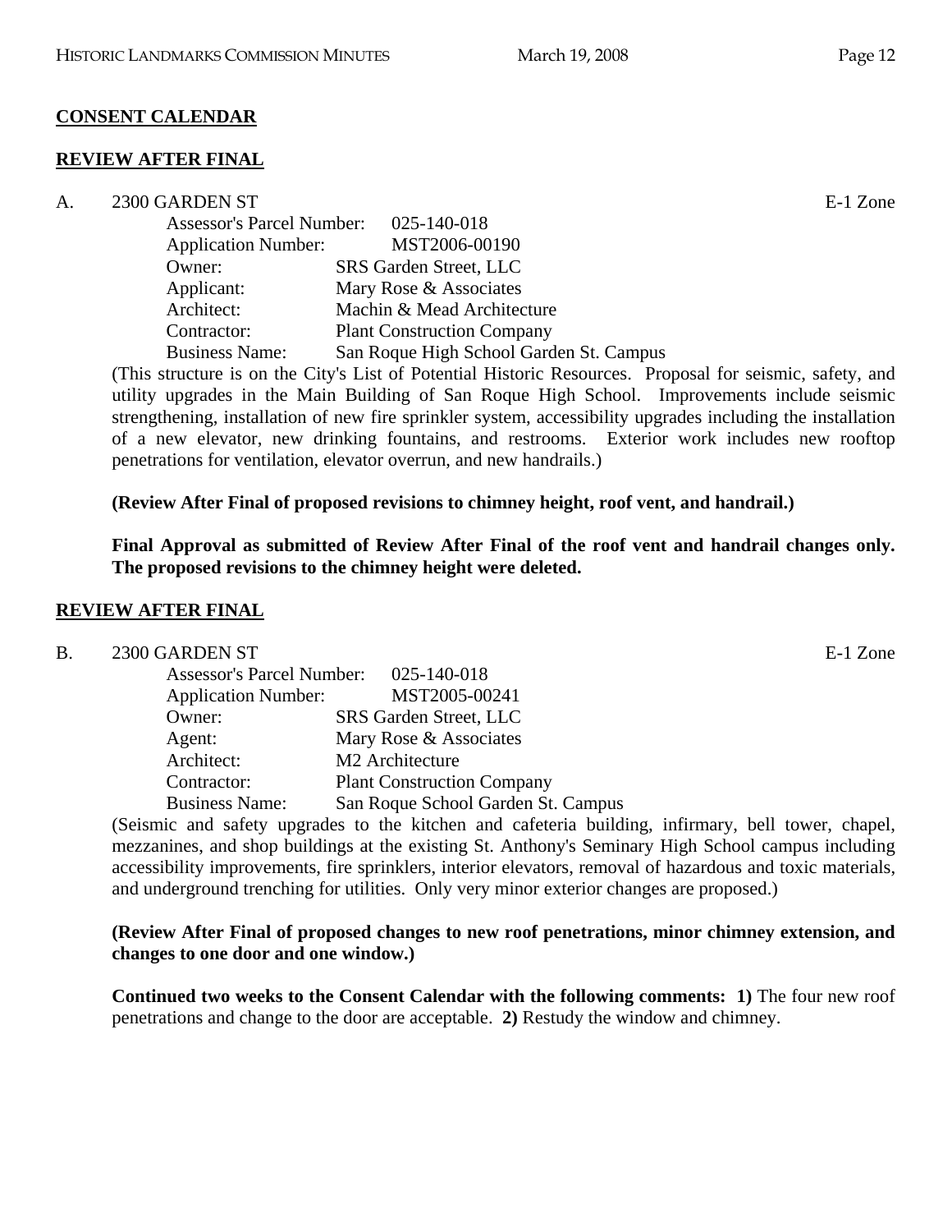**CONSENT CALENDAR**

**REVIEW AFTER FINAL**

A. 2300 GARDEN ST E-1 Zone

Assessor's Parcel Number: 025-140-018
Application Number: MST2006-00190
Owner: SRS Garden Street, LLC
Applicant: Mary Rose & Associates
Architect: Machin & Mead Architecture
Contractor: Plant Construction Company
Business Name: San Roque High School Garden St. Campus

(This structure is on the City's List of Potential Historic Resources. Proposal for seismic, safety, and utility upgrades in the Main Building of San Roque High School. Improvements include seismic strengthening, installation of new fire sprinkler system, accessibility upgrades including the installation of a new elevator, new drinking fountains, and restrooms. Exterior work includes new rooftop penetrations for ventilation, elevator overrun, and new handrails.)

**(Review After Final of proposed revisions to chimney height, roof vent, and handrail.)**

**Final Approval as submitted of Review After Final of the roof vent and handrail changes only. The proposed revisions to the chimney height were deleted.**

**REVIEW AFTER FINAL**

B. 2300 GARDEN ST E-1 Zone

Assessor's Parcel Number: 025-140-018
Application Number: MST2005-00241
Owner: SRS Garden Street, LLC
Agent: Mary Rose & Associates
Architect: M2 Architecture
Contractor: Plant Construction Company
Business Name: San Roque School Garden St. Campus

(Seismic and safety upgrades to the kitchen and cafeteria building, infirmary, bell tower, chapel, mezzanines, and shop buildings at the existing St. Anthony's Seminary High School campus including accessibility improvements, fire sprinklers, interior elevators, removal of hazardous and toxic materials, and underground trenching for utilities. Only very minor exterior changes are proposed.)

**(Review After Final of proposed changes to new roof penetrations, minor chimney extension, and changes to one door and one window.)**

**Continued two weeks to the Consent Calendar with the following comments: 1)** The four new roof penetrations and change to the door are acceptable. **2)** Restudy the window and chimney.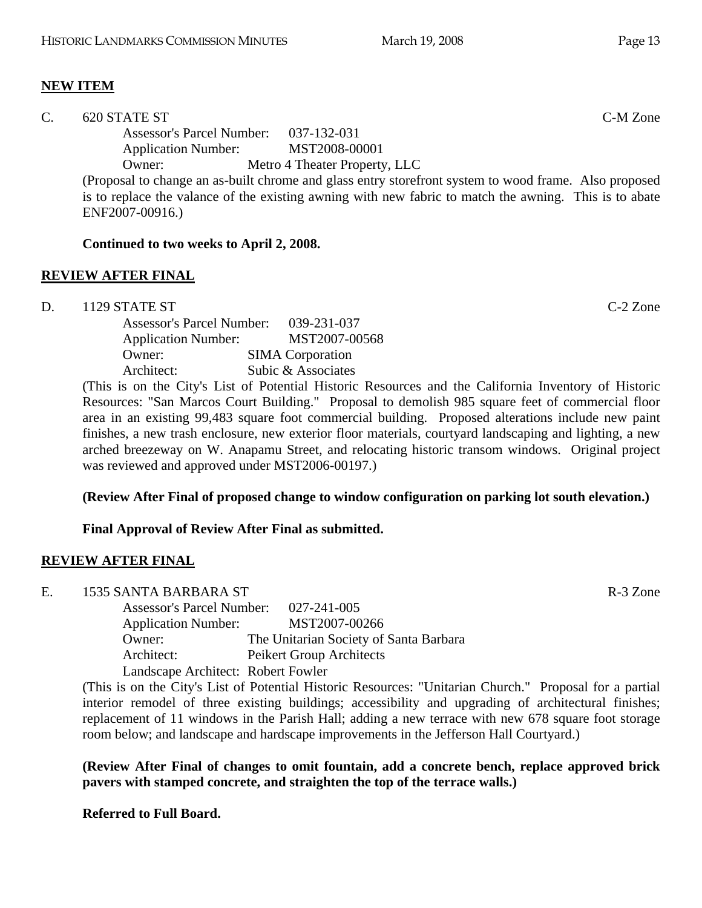**NEW ITEM**

C. 620 STATE ST C-M Zone

Assessor's Parcel Number: 037-132-031
Application Number: MST2008-00001
Owner: Metro 4 Theater Property, LLC

(Proposal to change an as-built chrome and glass entry storefront system to wood frame. Also proposed is to replace the valance of the existing awning with new fabric to match the awning. This is to abate ENF2007-00916.)

**Continued to two weeks to April 2, 2008.**

**REVIEW AFTER FINAL**

D. 1129 STATE ST C-2 Zone

Assessor's Parcel Number: 039-231-037
Application Number: MST2007-00568
Owner: SIMA Corporation
Architect: Subic & Associates

(This is on the City's List of Potential Historic Resources and the California Inventory of Historic Resources: "San Marcos Court Building." Proposal to demolish 985 square feet of commercial floor area in an existing 99,483 square foot commercial building. Proposed alterations include new paint finishes, a new trash enclosure, new exterior floor materials, courtyard landscaping and lighting, a new arched breezeway on W. Anapamu Street, and relocating historic transom windows. Original project was reviewed and approved under MST2006-00197.)

**(Review After Final of proposed change to window configuration on parking lot south elevation.)**

**Final Approval of Review After Final as submitted.**

**REVIEW AFTER FINAL**

E. 1535 SANTA BARBARA ST R-3 Zone

Assessor's Parcel Number: 027-241-005
Application Number: MST2007-00266
Owner: The Unitarian Society of Santa Barbara
Architect: Peikert Group Architects
Landscape Architect: Robert Fowler

(This is on the City's List of Potential Historic Resources: "Unitarian Church." Proposal for a partial interior remodel of three existing buildings; accessibility and upgrading of architectural finishes; replacement of 11 windows in the Parish Hall; adding a new terrace with new 678 square foot storage room below; and landscape and hardscape improvements in the Jefferson Hall Courtyard.)

**(Review After Final of changes to omit fountain, add a concrete bench, replace approved brick pavers with stamped concrete, and straighten the top of the terrace walls.)**

**Referred to Full Board.**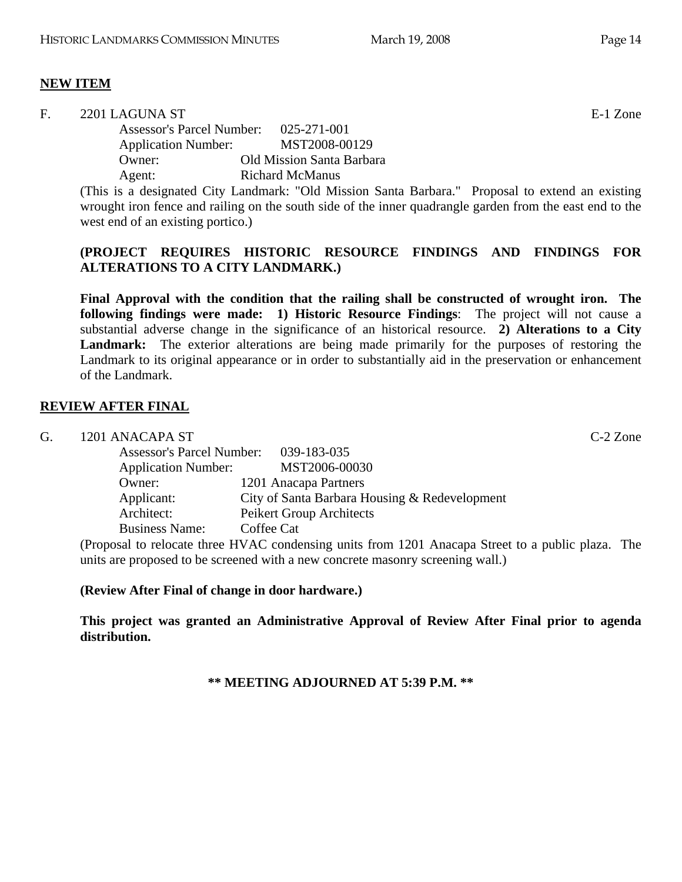**NEW ITEM**

F. 2201 LAGUNA ST E-1 Zone

Assessor's Parcel Number: 025-271-001
Application Number: MST2008-00129
Owner: Old Mission Santa Barbara
Agent: Richard McManus

(This is a designated City Landmark: "Old Mission Santa Barbara." Proposal to extend an existing wrought iron fence and railing on the south side of the inner quadrangle garden from the east end to the west end of an existing portico.)

**(PROJECT REQUIRES HISTORIC RESOURCE FINDINGS AND FINDINGS FOR ALTERATIONS TO A CITY LANDMARK.)**

**Final Approval with the condition that the railing shall be constructed of wrought iron. The following findings were made: 1) Historic Resource Findings**: The project will not cause a substantial adverse change in the significance of an historical resource. **2) Alterations to a City Landmark:** The exterior alterations are being made primarily for the purposes of restoring the Landmark to its original appearance or in order to substantially aid in the preservation or enhancement of the Landmark.

**REVIEW AFTER FINAL**

G. 1201 ANACAPA ST C-2 Zone

Assessor's Parcel Number: 039-183-035
Application Number: MST2006-00030
Owner: 1201 Anacapa Partners
Applicant: City of Santa Barbara Housing & Redevelopment
Architect: Peikert Group Architects
Business Name: Coffee Cat

(Proposal to relocate three HVAC condensing units from 1201 Anacapa Street to a public plaza. The units are proposed to be screened with a new concrete masonry screening wall.)

**(Review After Final of change in door hardware.)**

**This project was granted an Administrative Approval of Review After Final prior to agenda distribution.**

**\*\* MEETING ADJOURNED AT 5:39 P.M. \*\***